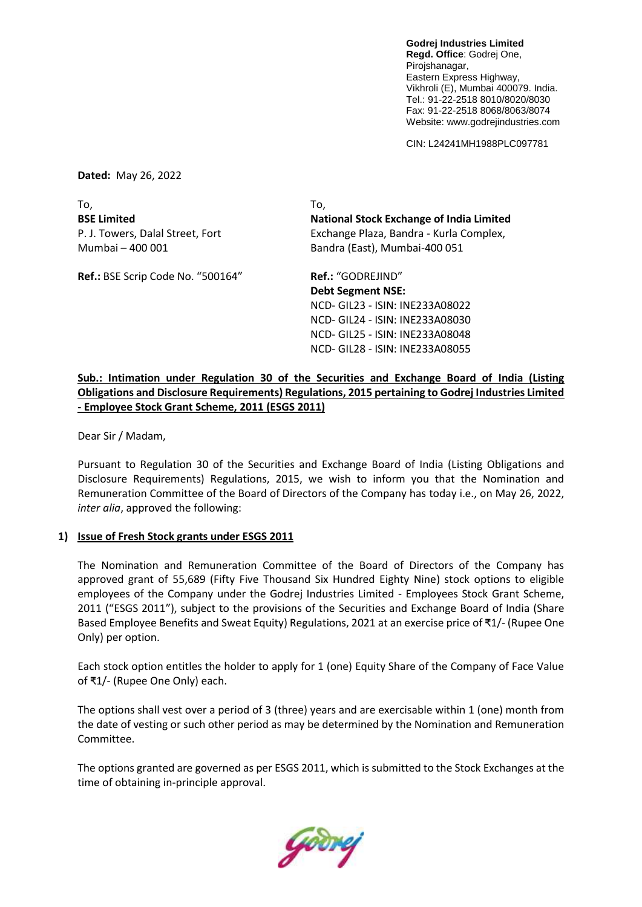**Godrej Industries Limited**
**Regd. Office**: Godrej One,
Pirojshanagar,
Eastern Express Highway,
Vikhroli (E), Mumbai 400079. India.
Tel.: 91-22-2518 8010/8020/8030
Fax: 91-22-2518 8068/8063/8074
Website: www.godrejindustries.com

CIN: L24241MH1988PLC097781

**Dated:** May 26, 2022

To,
**BSE Limited**
P. J. Towers, Dalal Street, Fort
Mumbai – 400 001

**Ref.:** BSE Scrip Code No. "500164"

To,
**National Stock Exchange of India Limited**
Exchange Plaza, Bandra - Kurla Complex,
Bandra (East), Mumbai-400 051

**Ref.:** "GODREJIND"
**Debt Segment NSE:**
NCD- GIL23 - ISIN: INE233A08022
NCD- GIL24 - ISIN: INE233A08030
NCD- GIL25 - ISIN: INE233A08048
NCD- GIL28 - ISIN: INE233A08055

**Sub.: Intimation under Regulation 30 of the Securities and Exchange Board of India (Listing Obligations and Disclosure Requirements) Regulations, 2015 pertaining to Godrej Industries Limited - Employee Stock Grant Scheme, 2011 (ESGS 2011)**

Dear Sir / Madam,

Pursuant to Regulation 30 of the Securities and Exchange Board of India (Listing Obligations and Disclosure Requirements) Regulations, 2015, we wish to inform you that the Nomination and Remuneration Committee of the Board of Directors of the Company has today i.e., on May 26, 2022, *inter alia*, approved the following:

**1) Issue of Fresh Stock grants under ESGS 2011**

The Nomination and Remuneration Committee of the Board of Directors of the Company has approved grant of 55,689 (Fifty Five Thousand Six Hundred Eighty Nine) stock options to eligible employees of the Company under the Godrej Industries Limited - Employees Stock Grant Scheme, 2011 ("ESGS 2011"), subject to the provisions of the Securities and Exchange Board of India (Share Based Employee Benefits and Sweat Equity) Regulations, 2021 at an exercise price of ₹1/- (Rupee One Only) per option.

Each stock option entitles the holder to apply for 1 (one) Equity Share of the Company of Face Value of ₹1/- (Rupee One Only) each.

The options shall vest over a period of 3 (three) years and are exercisable within 1 (one) month from the date of vesting or such other period as may be determined by the Nomination and Remuneration Committee.

The options granted are governed as per ESGS 2011, which is submitted to the Stock Exchanges at the time of obtaining in-principle approval.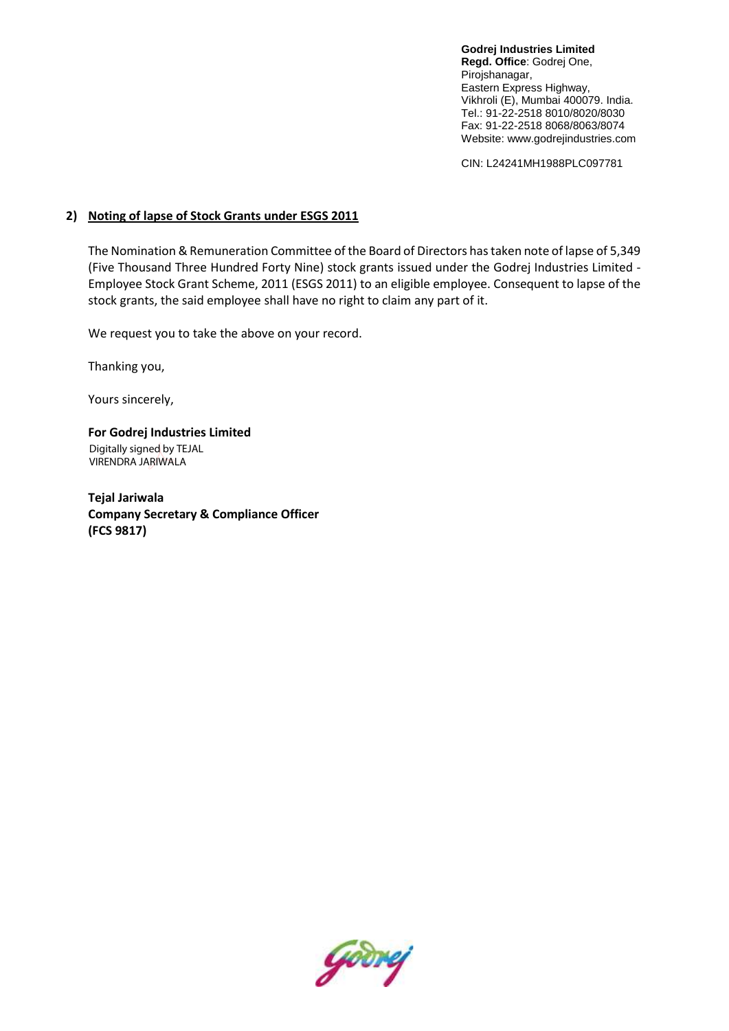**Godrej Industries Limited**
**Regd. Office**: Godrej One,
Pirojshanagar,
Eastern Express Highway,
Vikhroli (E), Mumbai 400079. India.
Tel.: 91-22-2518 8010/8020/8030
Fax: 91-22-2518 8068/8063/8074
Website: www.godrejindustries.com

CIN: L24241MH1988PLC097781

**2) Noting of lapse of Stock Grants under ESGS 2011**

The Nomination & Remuneration Committee of the Board of Directors has taken note of lapse of 5,349 (Five Thousand Three Hundred Forty Nine) stock grants issued under the Godrej Industries Limited - Employee Stock Grant Scheme, 2011 (ESGS 2011) to an eligible employee. Consequent to lapse of the stock grants, the said employee shall have no right to claim any part of it.

We request you to take the above on your record.

Thanking you,

Yours sincerely,

**For Godrej Industries Limited**
Digitally signed by TEJAL VIRENDRA JARIWALA

**Tejal Jariwala**
**Company Secretary & Compliance Officer**
**(FCS 9817)**